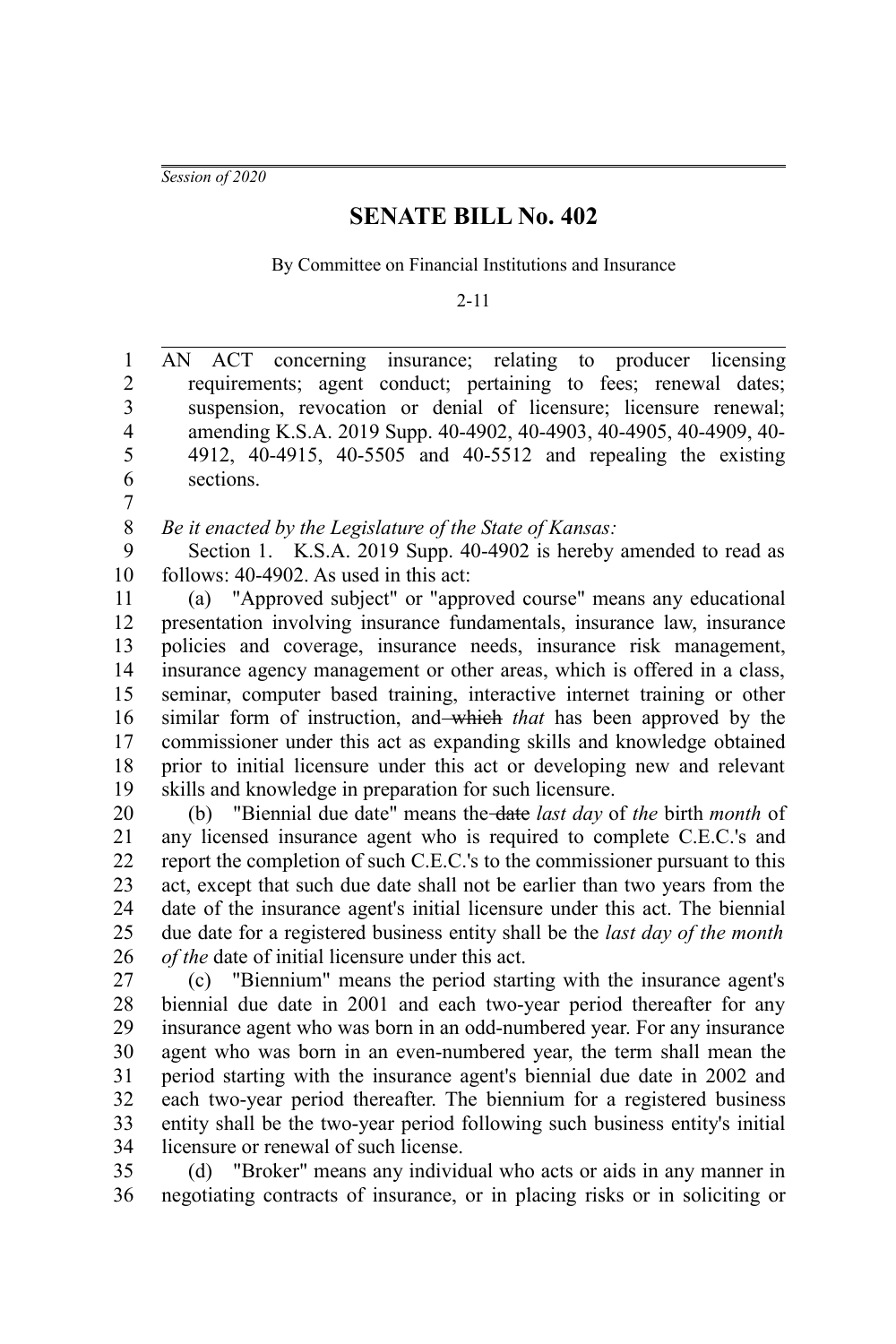*Session of 2020*

# SENATE BILL No. 402

By Committee on Financial Institutions and Insurance

2-11

AN ACT concerning insurance; relating to producer licensing requirements; agent conduct; pertaining to fees; renewal dates; suspension, revocation or denial of licensure; licensure renewal; amending K.S.A. 2019 Supp. 40-4902, 40-4903, 40-4905, 40-4909, 40-4912, 40-4915, 40-5505 and 40-5512 and repealing the existing sections.

*Be it enacted by the Legislature of the State of Kansas:*

Section 1. K.S.A. 2019 Supp. 40-4902 is hereby amended to read as follows: 40-4902. As used in this act:

(a) "Approved subject" or "approved course" means any educational presentation involving insurance fundamentals, insurance law, insurance policies and coverage, insurance needs, insurance risk management, insurance agency management or other areas, which is offered in a class, seminar, computer based training, interactive internet training or other similar form of instruction, and ~~which~~ *that* has been approved by the commissioner under this act as expanding skills and knowledge obtained prior to initial licensure under this act or developing new and relevant skills and knowledge in preparation for such licensure.

(b) "Biennial due date" means the ~~date~~ *last day* of *the* birth *month* of any licensed insurance agent who is required to complete C.E.C.'s and report the completion of such C.E.C.'s to the commissioner pursuant to this act, except that such due date shall not be earlier than two years from the date of the insurance agent's initial licensure under this act. The biennial due date for a registered business entity shall be the *last day of the month of the* date of initial licensure under this act.

(c) "Biennium" means the period starting with the insurance agent's biennial due date in 2001 and each two-year period thereafter for any insurance agent who was born in an odd-numbered year. For any insurance agent who was born in an even-numbered year, the term shall mean the period starting with the insurance agent's biennial due date in 2002 and each two-year period thereafter. The biennium for a registered business entity shall be the two-year period following such business entity's initial licensure or renewal of such license.

(d) "Broker" means any individual who acts or aids in any manner in negotiating contracts of insurance, or in placing risks or in soliciting or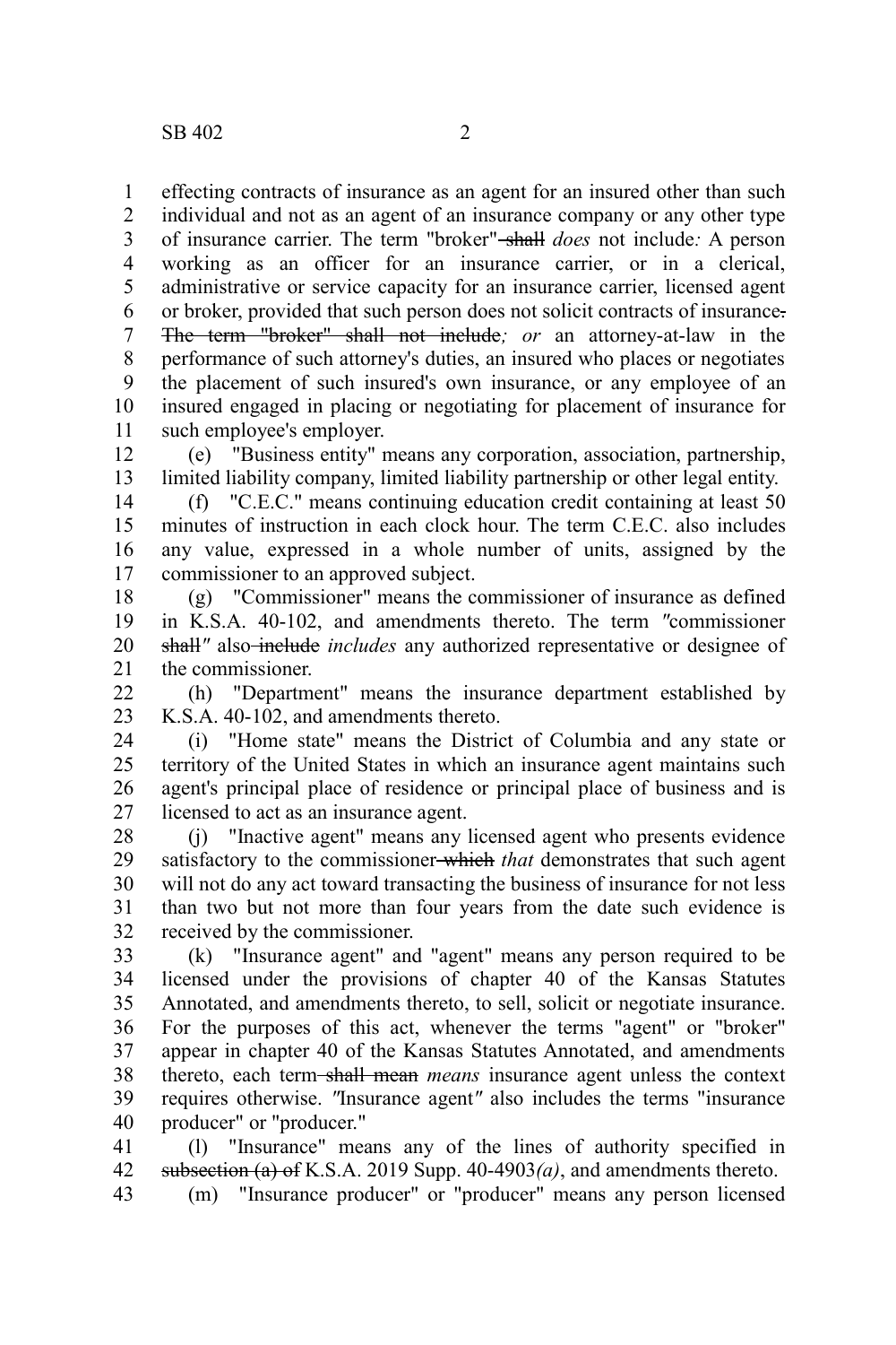effecting contracts of insurance as an agent for an insured other than such individual and not as an agent of an insurance company or any other type of insurance carrier. The term "broker" ~~shall~~ *does* not include*:* A person working as an officer for an insurance carrier, or in a clerical, administrative or service capacity for an insurance carrier, licensed agent or broker, provided that such person does not solicit contracts of insurance~~. The term "broker" shall not include~~*; or* an attorney-at-law in the performance of such attorney's duties, an insured who places or negotiates the placement of such insured's own insurance, or any employee of an insured engaged in placing or negotiating for placement of insurance for such employee's employer.

(e) "Business entity" means any corporation, association, partnership, limited liability company, limited liability partnership or other legal entity.

(f) "C.E.C." means continuing education credit containing at least 50 minutes of instruction in each clock hour. The term C.E.C. also includes any value, expressed in a whole number of units, assigned by the commissioner to an approved subject.

(g) "Commissioner" means the commissioner of insurance as defined in K.S.A. 40-102, and amendments thereto. The term *"*commissioner ~~shall~~*"* also ~~include~~ *includes* any authorized representative or designee of the commissioner.

(h) "Department" means the insurance department established by K.S.A. 40-102, and amendments thereto.

(i) "Home state" means the District of Columbia and any state or territory of the United States in which an insurance agent maintains such agent's principal place of residence or principal place of business and is licensed to act as an insurance agent.

(j) "Inactive agent" means any licensed agent who presents evidence satisfactory to the commissioner ~~which~~ *that* demonstrates that such agent will not do any act toward transacting the business of insurance for not less than two but not more than four years from the date such evidence is received by the commissioner.

(k) "Insurance agent" and "agent" means any person required to be licensed under the provisions of chapter 40 of the Kansas Statutes Annotated, and amendments thereto, to sell, solicit or negotiate insurance. For the purposes of this act, whenever the terms "agent" or "broker" appear in chapter 40 of the Kansas Statutes Annotated, and amendments thereto, each term ~~shall mean~~ *means* insurance agent unless the context requires otherwise. *"*Insurance agent*"* also includes the terms "insurance producer" or "producer."

(l) "Insurance" means any of the lines of authority specified in ~~subsection (a) of~~ K.S.A. 2019 Supp. 40-4903*(a)*, and amendments thereto.

(m) "Insurance producer" or "producer" means any person licensed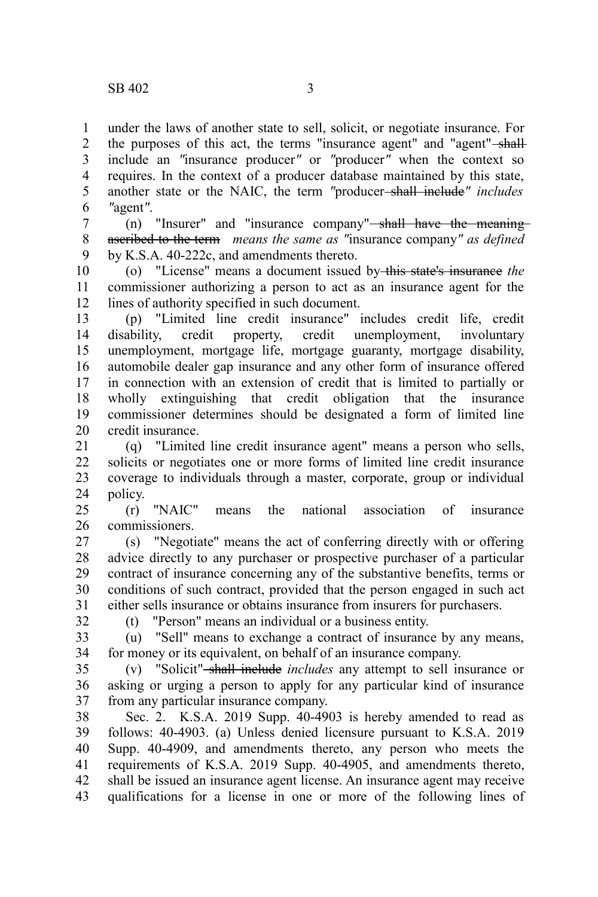under the laws of another state to sell, solicit, or negotiate insurance. For the purposes of this act, the terms "insurance agent" and "agent" ~~shall~~ include an *"*insurance producer*"* or *"*producer*"* when the context so requires. In the context of a producer database maintained by this state, another state or the NAIC, the term *"*producer ~~shall include~~*" includes "*agent*"*.

(n) "Insurer" and "insurance company" ~~shall have the meaning ascribed to the term~~ *means the same as "*insurance company*" as defined* by K.S.A. 40-222c, and amendments thereto.

(o) "License" means a document issued by ~~this state's insurance~~ *the* commissioner authorizing a person to act as an insurance agent for the lines of authority specified in such document.

(p) "Limited line credit insurance" includes credit life, credit disability, credit property, credit unemployment, involuntary unemployment, mortgage life, mortgage guaranty, mortgage disability, automobile dealer gap insurance and any other form of insurance offered in connection with an extension of credit that is limited to partially or wholly extinguishing that credit obligation that the insurance commissioner determines should be designated a form of limited line credit insurance.

(q) "Limited line credit insurance agent" means a person who sells, solicits or negotiates one or more forms of limited line credit insurance coverage to individuals through a master, corporate, group or individual policy.

(r) "NAIC" means the national association of insurance commissioners.

(s) "Negotiate" means the act of conferring directly with or offering advice directly to any purchaser or prospective purchaser of a particular contract of insurance concerning any of the substantive benefits, terms or conditions of such contract, provided that the person engaged in such act either sells insurance or obtains insurance from insurers for purchasers.

(t) "Person" means an individual or a business entity.

(u) "Sell" means to exchange a contract of insurance by any means, for money or its equivalent, on behalf of an insurance company.

(v) "Solicit" ~~shall include~~ *includes* any attempt to sell insurance or asking or urging a person to apply for any particular kind of insurance from any particular insurance company.

Sec. 2. K.S.A. 2019 Supp. 40-4903 is hereby amended to read as follows: 40-4903. (a) Unless denied licensure pursuant to K.S.A. 2019 Supp. 40-4909, and amendments thereto, any person who meets the requirements of K.S.A. 2019 Supp. 40-4905, and amendments thereto, shall be issued an insurance agent license. An insurance agent may receive qualifications for a license in one or more of the following lines of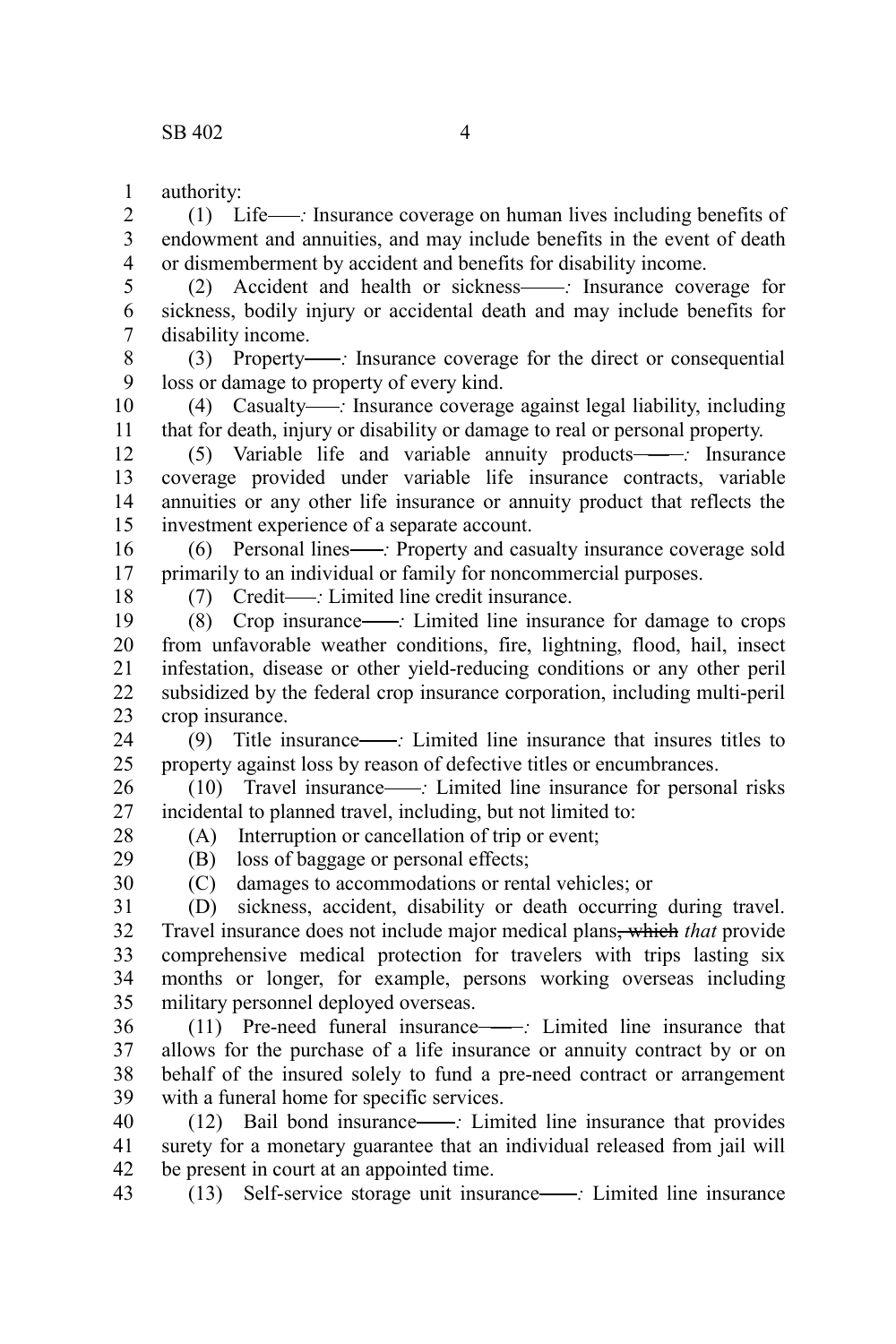authority:

(1) Life——*:* Insurance coverage on human lives including benefits of endowment and annuities, and may include benefits in the event of death or dismemberment by accident and benefits for disability income.

(2) Accident and health or sickness——*:* Insurance coverage for sickness, bodily injury or accidental death and may include benefits for disability income.

(3) Property——*:* Insurance coverage for the direct or consequential loss or damage to property of every kind.

(4) Casualty——*:* Insurance coverage against legal liability, including that for death, injury or disability or damage to real or personal property.

(5) Variable life and variable annuity products——*:* Insurance coverage provided under variable life insurance contracts, variable annuities or any other life insurance or annuity product that reflects the investment experience of a separate account.

(6) Personal lines——*:* Property and casualty insurance coverage sold primarily to an individual or family for noncommercial purposes.

(7) Credit——*:* Limited line credit insurance.

(8) Crop insurance——*:* Limited line insurance for damage to crops from unfavorable weather conditions, fire, lightning, flood, hail, insect infestation, disease or other yield-reducing conditions or any other peril subsidized by the federal crop insurance corporation, including multi-peril crop insurance.

(9) Title insurance——*:* Limited line insurance that insures titles to property against loss by reason of defective titles or encumbrances.

(10) Travel insurance——*:* Limited line insurance for personal risks incidental to planned travel, including, but not limited to:

(A) Interruption or cancellation of trip or event;

(B) loss of baggage or personal effects;

(C) damages to accommodations or rental vehicles; or

(D) sickness, accident, disability or death occurring during travel. Travel insurance does not include major medical plans~~, which~~ *that* provide comprehensive medical protection for travelers with trips lasting six months or longer, for example, persons working overseas including military personnel deployed overseas.

(11) Pre-need funeral insurance——*:* Limited line insurance that allows for the purchase of a life insurance or annuity contract by or on behalf of the insured solely to fund a pre-need contract or arrangement with a funeral home for specific services.

(12) Bail bond insurance——*:* Limited line insurance that provides surety for a monetary guarantee that an individual released from jail will be present in court at an appointed time.

(13) Self-service storage unit insurance——*:* Limited line insurance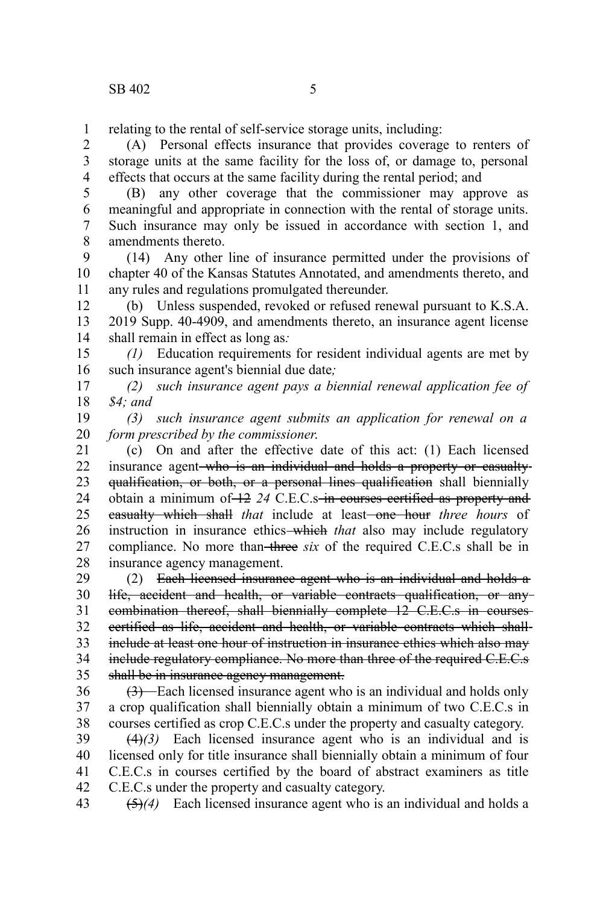relating to the rental of self-service storage units, including:

(A) Personal effects insurance that provides coverage to renters of storage units at the same facility for the loss of, or damage to, personal effects that occurs at the same facility during the rental period; and

(B) any other coverage that the commissioner may approve as meaningful and appropriate in connection with the rental of storage units. Such insurance may only be issued in accordance with section 1, and amendments thereto.

(14) Any other line of insurance permitted under the provisions of chapter 40 of the Kansas Statutes Annotated, and amendments thereto, and any rules and regulations promulgated thereunder.

(b) Unless suspended, revoked or refused renewal pursuant to K.S.A. 2019 Supp. 40-4909, and amendments thereto, an insurance agent license shall remain in effect as long as*:*

*(1)* Education requirements for resident individual agents are met by such insurance agent's biennial due date*;*

*(2) such insurance agent pays a biennial renewal application fee of $4; and*

*(3) such insurance agent submits an application for renewal on a form prescribed by the commissioner*.

(c) On and after the effective date of this act: (1) Each licensed insurance agent ~~who is an individual and holds a property or casualty qualification, or both, or a personal lines qualification~~ shall biennially obtain a minimum of ~~12~~ *24* C.E.C.s ~~in courses certified as property and casualty which shall~~ *that* include at least ~~one hour~~ *three hours* of instruction in insurance ethics ~~which~~ *that* also may include regulatory compliance. No more than ~~three~~ *six* of the required C.E.C.s shall be in insurance agency management.

(2) ~~Each licensed insurance agent who is an individual and holds a life, accident and health, or variable contracts qualification, or any combination thereof, shall biennially complete 12 C.E.C.s in courses certified as life, accident and health, or variable contracts which shall include at least one hour of instruction in insurance ethics which also may include regulatory compliance. No more than three of the required C.E.C.s shall be in insurance agency management.~~

~~(3)~~ Each licensed insurance agent who is an individual and holds only a crop qualification shall biennially obtain a minimum of two C.E.C.s in courses certified as crop C.E.C.s under the property and casualty category.

~~(4)~~*(3)* Each licensed insurance agent who is an individual and is licensed only for title insurance shall biennially obtain a minimum of four C.E.C.s in courses certified by the board of abstract examiners as title C.E.C.s under the property and casualty category.

~~(5)~~*(4)* Each licensed insurance agent who is an individual and holds a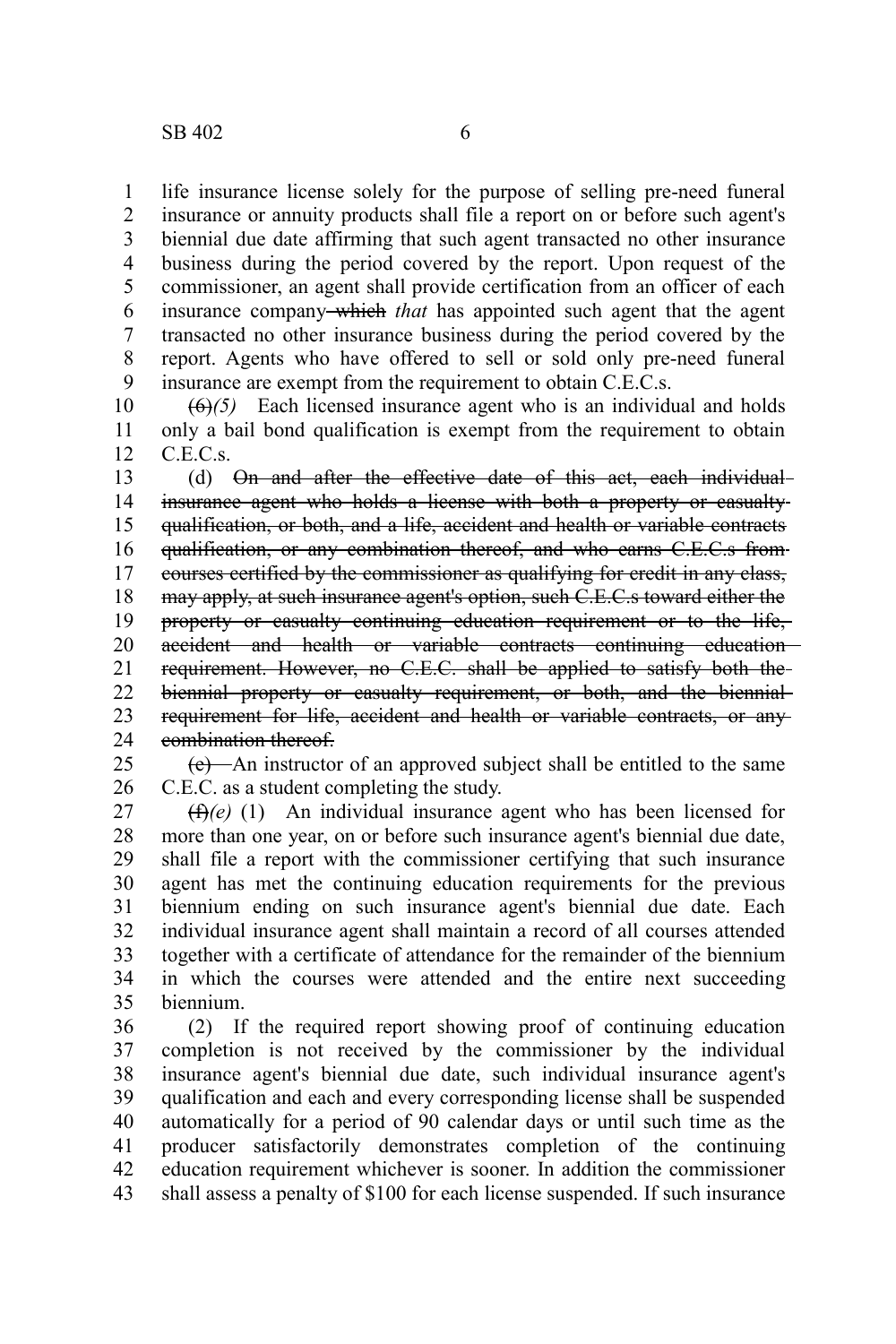life insurance license solely for the purpose of selling pre-need funeral insurance or annuity products shall file a report on or before such agent's biennial due date affirming that such agent transacted no other insurance business during the period covered by the report. Upon request of the commissioner, an agent shall provide certification from an officer of each insurance company ~~which~~ *that* has appointed such agent that the agent transacted no other insurance business during the period covered by the report. Agents who have offered to sell or sold only pre-need funeral insurance are exempt from the requirement to obtain C.E.C.s.

~~(6)~~*(5)* Each licensed insurance agent who is an individual and holds only a bail bond qualification is exempt from the requirement to obtain C.E.C.s.

(d) ~~On and after the effective date of this act, each individual insurance agent who holds a license with both a property or casualty qualification, or both, and a life, accident and health or variable contracts qualification, or any combination thereof, and who earns C.E.C.s from courses certified by the commissioner as qualifying for credit in any class, may apply, at such insurance agent's option, such C.E.C.s toward either the property or casualty continuing education requirement or to the life, accident and health or variable contracts continuing education requirement. However, no C.E.C. shall be applied to satisfy both the biennial property or casualty requirement, or both, and the biennial requirement for life, accident and health or variable contracts, or any combination thereof.~~

~~(e)~~ An instructor of an approved subject shall be entitled to the same C.E.C. as a student completing the study.

~~(f)~~*(e)* (1) An individual insurance agent who has been licensed for more than one year, on or before such insurance agent's biennial due date, shall file a report with the commissioner certifying that such insurance agent has met the continuing education requirements for the previous biennium ending on such insurance agent's biennial due date. Each individual insurance agent shall maintain a record of all courses attended together with a certificate of attendance for the remainder of the biennium in which the courses were attended and the entire next succeeding biennium.

(2) If the required report showing proof of continuing education completion is not received by the commissioner by the individual insurance agent's biennial due date, such individual insurance agent's qualification and each and every corresponding license shall be suspended automatically for a period of 90 calendar days or until such time as the producer satisfactorily demonstrates completion of the continuing education requirement whichever is sooner. In addition the commissioner shall assess a penalty of $100 for each license suspended. If such insurance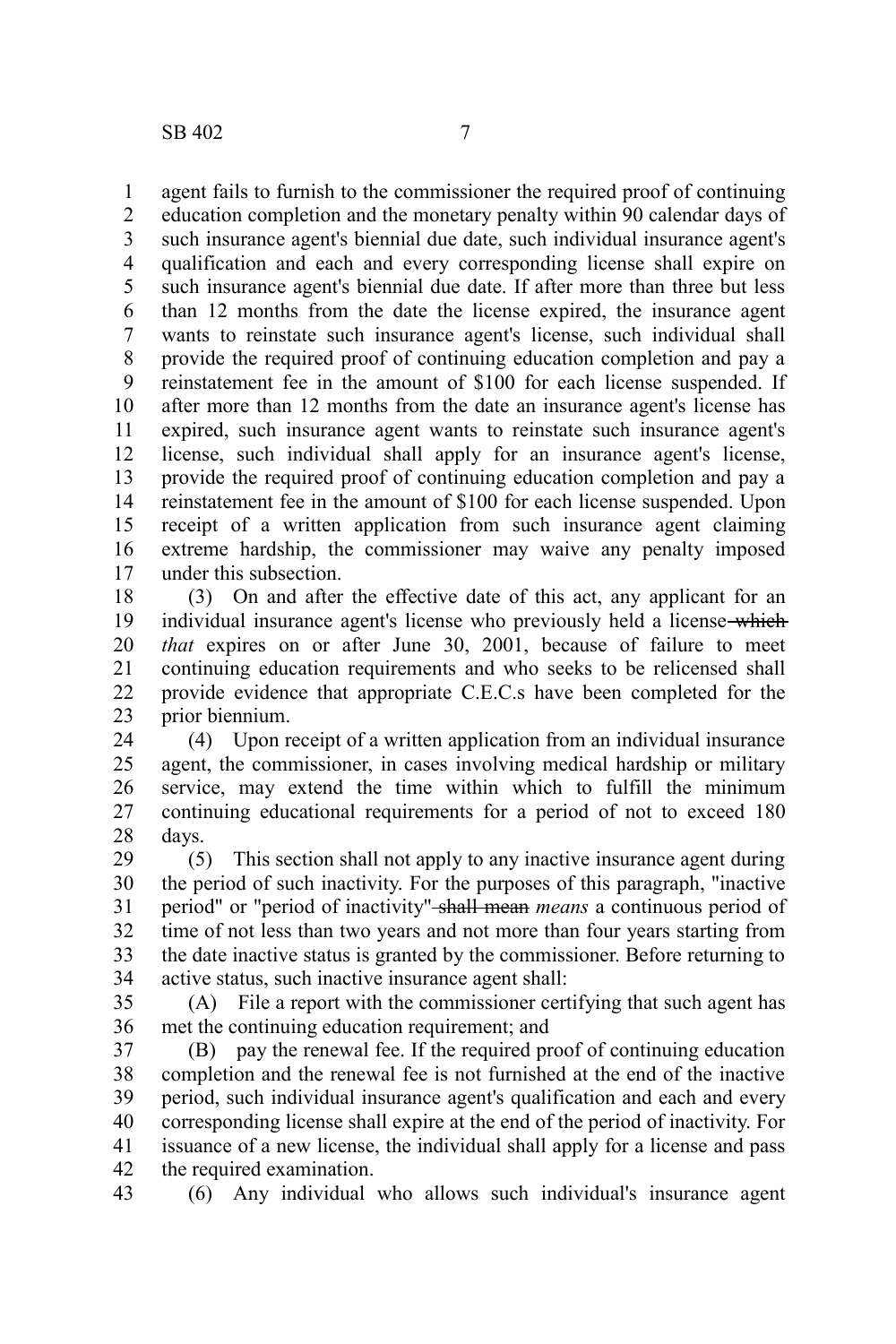agent fails to furnish to the commissioner the required proof of continuing education completion and the monetary penalty within 90 calendar days of such insurance agent's biennial due date, such individual insurance agent's qualification and each and every corresponding license shall expire on such insurance agent's biennial due date. If after more than three but less than 12 months from the date the license expired, the insurance agent wants to reinstate such insurance agent's license, such individual shall provide the required proof of continuing education completion and pay a reinstatement fee in the amount of $100 for each license suspended. If after more than 12 months from the date an insurance agent's license has expired, such insurance agent wants to reinstate such insurance agent's license, such individual shall apply for an insurance agent's license, provide the required proof of continuing education completion and pay a reinstatement fee in the amount of $100 for each license suspended. Upon receipt of a written application from such insurance agent claiming extreme hardship, the commissioner may waive any penalty imposed under this subsection.

(3) On and after the effective date of this act, any applicant for an individual insurance agent's license who previously held a license ~~which~~ *that* expires on or after June 30, 2001, because of failure to meet continuing education requirements and who seeks to be relicensed shall provide evidence that appropriate C.E.C.s have been completed for the prior biennium.

(4) Upon receipt of a written application from an individual insurance agent, the commissioner, in cases involving medical hardship or military service, may extend the time within which to fulfill the minimum continuing educational requirements for a period of not to exceed 180 days.

(5) This section shall not apply to any inactive insurance agent during the period of such inactivity. For the purposes of this paragraph, "inactive period" or "period of inactivity" ~~shall mean~~ *means* a continuous period of time of not less than two years and not more than four years starting from the date inactive status is granted by the commissioner. Before returning to active status, such inactive insurance agent shall:

(A) File a report with the commissioner certifying that such agent has met the continuing education requirement; and

(B) pay the renewal fee. If the required proof of continuing education completion and the renewal fee is not furnished at the end of the inactive period, such individual insurance agent's qualification and each and every corresponding license shall expire at the end of the period of inactivity. For issuance of a new license, the individual shall apply for a license and pass the required examination.

(6) Any individual who allows such individual's insurance agent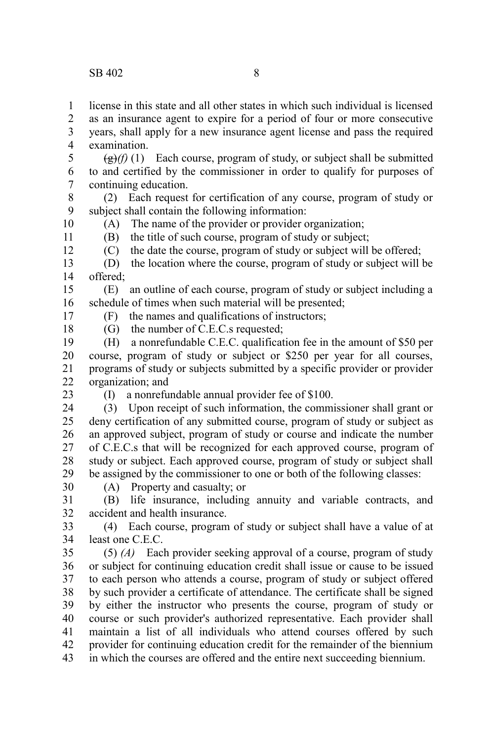license in this state and all other states in which such individual is licensed as an insurance agent to expire for a period of four or more consecutive years, shall apply for a new insurance agent license and pass the required examination.

~~(g)~~*(f)* (1) Each course, program of study, or subject shall be submitted to and certified by the commissioner in order to qualify for purposes of continuing education.

(2) Each request for certification of any course, program of study or subject shall contain the following information:

(A) The name of the provider or provider organization;

(B) the title of such course, program of study or subject;

(C) the date the course, program of study or subject will be offered;

(D) the location where the course, program of study or subject will be offered;

(E) an outline of each course, program of study or subject including a schedule of times when such material will be presented;

(F) the names and qualifications of instructors;

(G) the number of C.E.C.s requested;

(H) a nonrefundable C.E.C. qualification fee in the amount of $50 per course, program of study or subject or $250 per year for all courses, programs of study or subjects submitted by a specific provider or provider organization; and

(I) a nonrefundable annual provider fee of $100.

(3) Upon receipt of such information, the commissioner shall grant or deny certification of any submitted course, program of study or subject as an approved subject, program of study or course and indicate the number of C.E.C.s that will be recognized for each approved course, program of study or subject. Each approved course, program of study or subject shall be assigned by the commissioner to one or both of the following classes:

(A) Property and casualty; or

(B) life insurance, including annuity and variable contracts, and accident and health insurance.

(4) Each course, program of study or subject shall have a value of at least one C.E.C.

(5) *(A)* Each provider seeking approval of a course, program of study or subject for continuing education credit shall issue or cause to be issued to each person who attends a course, program of study or subject offered by such provider a certificate of attendance. The certificate shall be signed by either the instructor who presents the course, program of study or course or such provider's authorized representative. Each provider shall maintain a list of all individuals who attend courses offered by such provider for continuing education credit for the remainder of the biennium in which the courses are offered and the entire next succeeding biennium.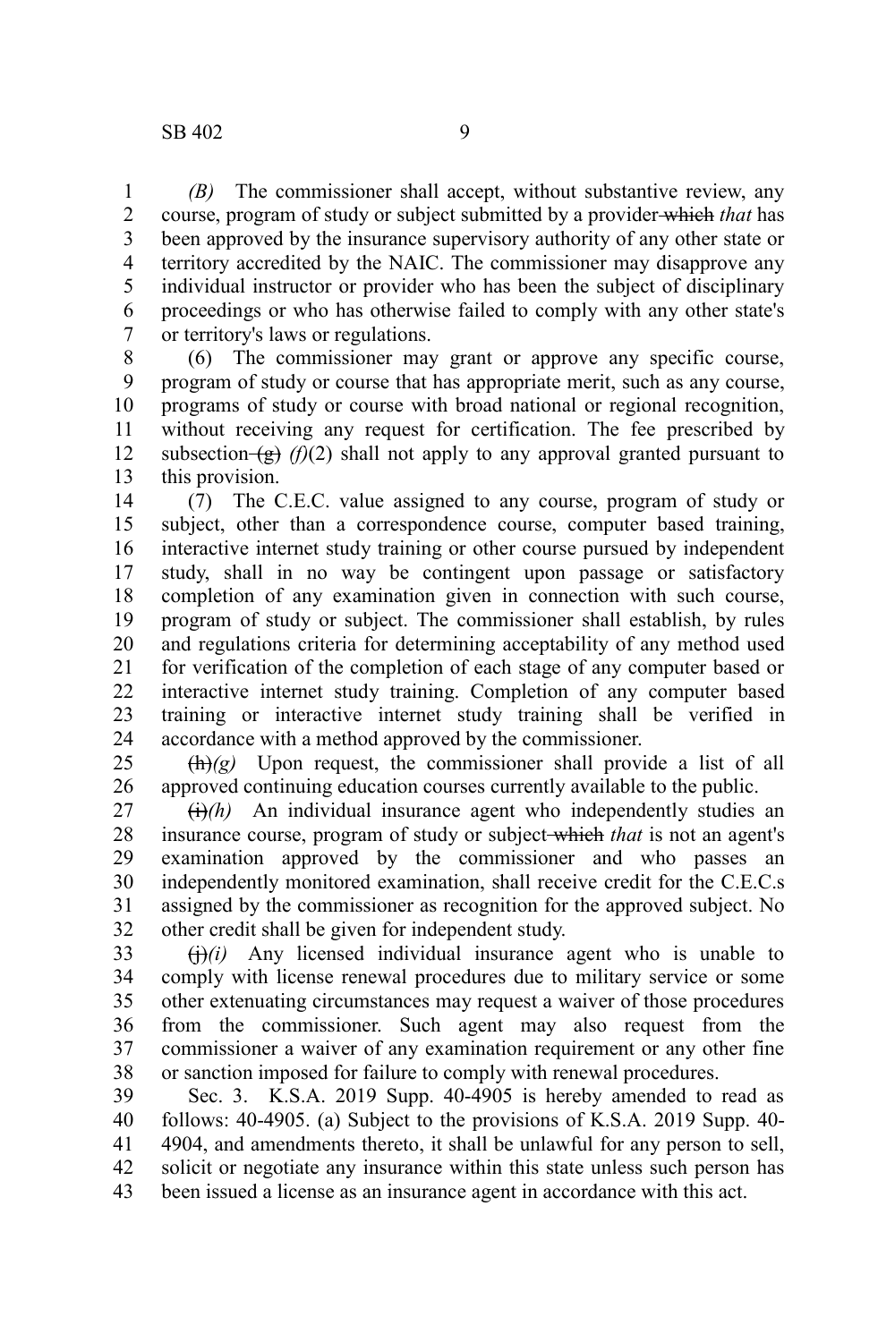*(B)* The commissioner shall accept, without substantive review, any course, program of study or subject submitted by a provider ~~which~~ *that* has been approved by the insurance supervisory authority of any other state or territory accredited by the NAIC. The commissioner may disapprove any individual instructor or provider who has been the subject of disciplinary proceedings or who has otherwise failed to comply with any other state's or territory's laws or regulations.

(6) The commissioner may grant or approve any specific course, program of study or course that has appropriate merit, such as any course, programs of study or course with broad national or regional recognition, without receiving any request for certification. The fee prescribed by subsection ~~(g)~~ *(f)*(2) shall not apply to any approval granted pursuant to this provision.

(7) The C.E.C. value assigned to any course, program of study or subject, other than a correspondence course, computer based training, interactive internet study training or other course pursued by independent study, shall in no way be contingent upon passage or satisfactory completion of any examination given in connection with such course, program of study or subject. The commissioner shall establish, by rules and regulations criteria for determining acceptability of any method used for verification of the completion of each stage of any computer based or interactive internet study training. Completion of any computer based training or interactive internet study training shall be verified in accordance with a method approved by the commissioner.

~~(h)~~*(g)* Upon request, the commissioner shall provide a list of all approved continuing education courses currently available to the public.

~~(i)~~*(h)* An individual insurance agent who independently studies an insurance course, program of study or subject ~~which~~ *that* is not an agent's examination approved by the commissioner and who passes an independently monitored examination, shall receive credit for the C.E.C.s assigned by the commissioner as recognition for the approved subject. No other credit shall be given for independent study.

~~(j)~~*(i)* Any licensed individual insurance agent who is unable to comply with license renewal procedures due to military service or some other extenuating circumstances may request a waiver of those procedures from the commissioner. Such agent may also request from the commissioner a waiver of any examination requirement or any other fine or sanction imposed for failure to comply with renewal procedures.

Sec. 3. K.S.A. 2019 Supp. 40-4905 is hereby amended to read as follows: 40-4905. (a) Subject to the provisions of K.S.A. 2019 Supp. 40-4904, and amendments thereto, it shall be unlawful for any person to sell, solicit or negotiate any insurance within this state unless such person has been issued a license as an insurance agent in accordance with this act.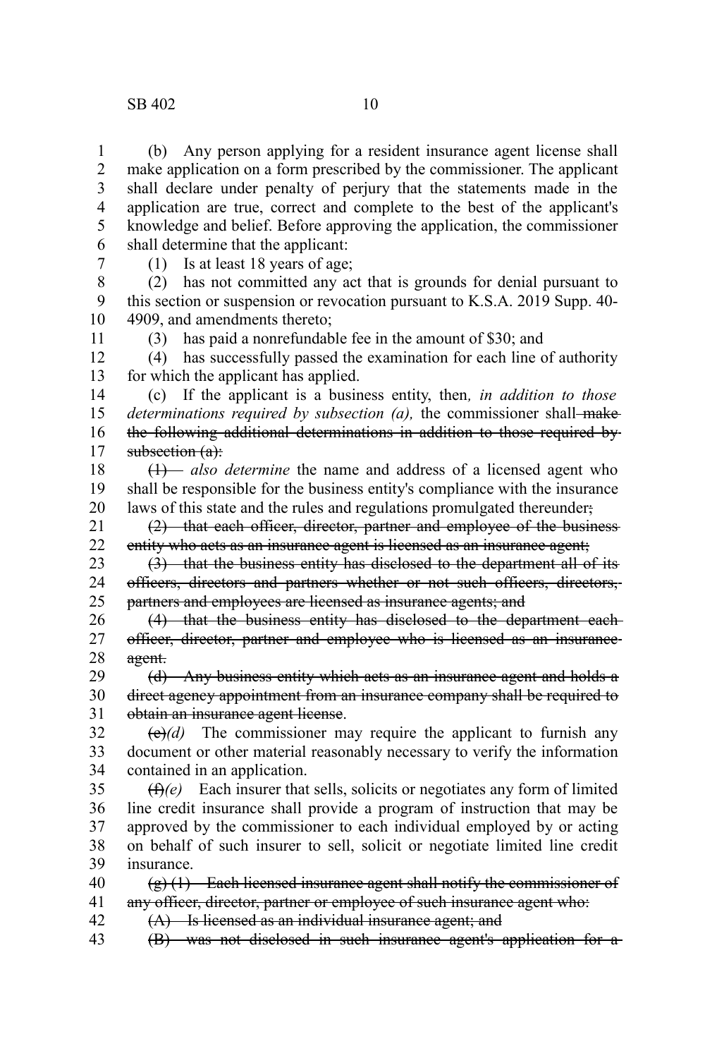(b) Any person applying for a resident insurance agent license shall make application on a form prescribed by the commissioner. The applicant shall declare under penalty of perjury that the statements made in the application are true, correct and complete to the best of the applicant's knowledge and belief. Before approving the application, the commissioner shall determine that the applicant:

(1) Is at least 18 years of age;

(2) has not committed any act that is grounds for denial pursuant to this section or suspension or revocation pursuant to K.S.A. 2019 Supp. 40-4909, and amendments thereto;

(3) has paid a nonrefundable fee in the amount of $30; and

(4) has successfully passed the examination for each line of authority for which the applicant has applied.

(c) If the applicant is a business entity, then*, in addition to those determinations required by subsection (a),* the commissioner shall ~~make the following additional determinations in addition to those required by subsection (a):~~

~~(1)~~ *also determine* the name and address of a licensed agent who shall be responsible for the business entity's compliance with the insurance laws of this state and the rules and regulations promulgated thereunder~~;~~

~~(2) that each officer, director, partner and employee of the business entity who acts as an insurance agent is licensed as an insurance agent;~~

~~(3) that the business entity has disclosed to the department all of its officers, directors and partners whether or not such officers, directors, partners and employees are licensed as insurance agents; and~~

~~(4) that the business entity has disclosed to the department each officer, director, partner and employee who is licensed as an insurance agent.~~

~~(d) Any business entity which acts as an insurance agent and holds a direct agency appointment from an insurance company shall be required to obtain an insurance agent license.~~

~~(e)~~*(d)* The commissioner may require the applicant to furnish any document or other material reasonably necessary to verify the information contained in an application.

~~(f)~~*(e)* Each insurer that sells, solicits or negotiates any form of limited line credit insurance shall provide a program of instruction that may be approved by the commissioner to each individual employed by or acting on behalf of such insurer to sell, solicit or negotiate limited line credit insurance.

~~(g) (1) Each licensed insurance agent shall notify the commissioner of any officer, director, partner or employee of such insurance agent who:~~

~~(A) Is licensed as an individual insurance agent; and~~

~~(B) was not disclosed in such insurance agent's application for a~~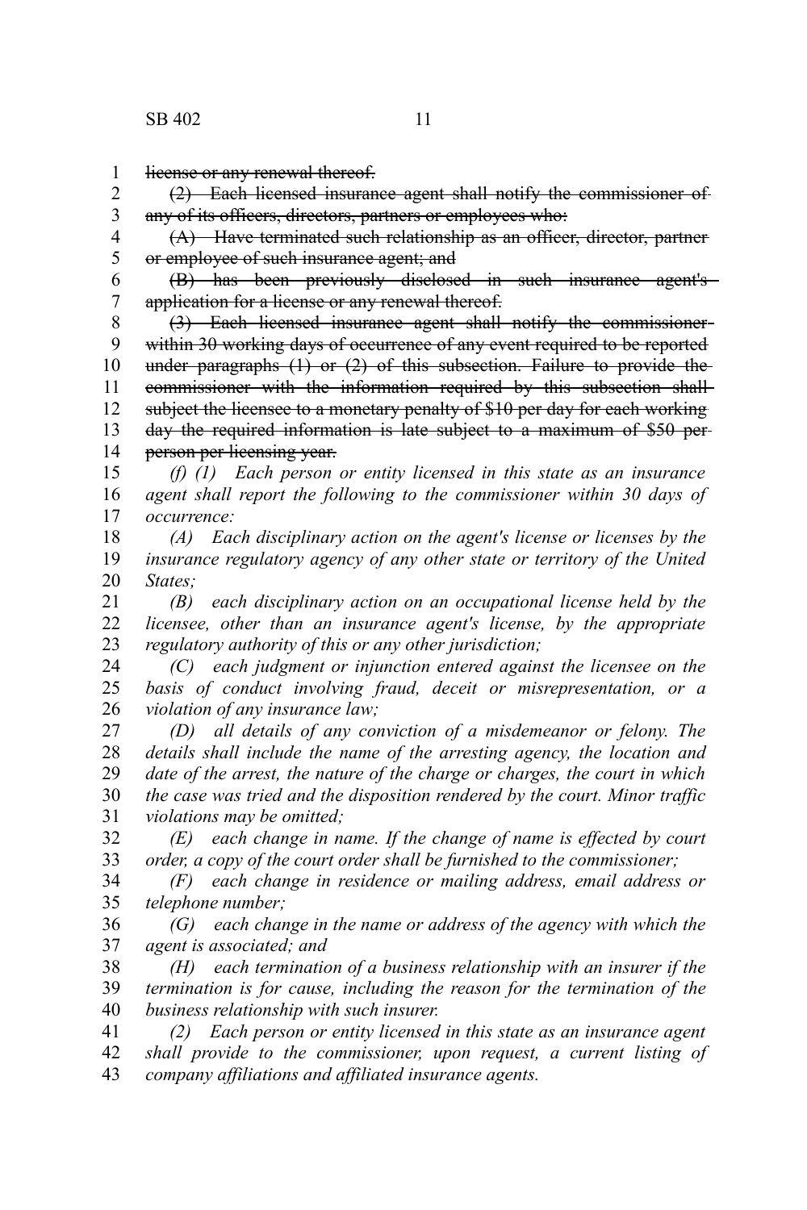~~license or any renewal thereof.~~

~~(2) Each licensed insurance agent shall notify the commissioner of any of its officers, directors, partners or employees who:~~

~~(A) Have terminated such relationship as an officer, director, partner or employee of such insurance agent; and~~

~~(B) has been previously disclosed in such insurance agent's application for a license or any renewal thereof.~~

~~(3) Each licensed insurance agent shall notify the commissioner within 30 working days of occurrence of any event required to be reported under paragraphs (1) or (2) of this subsection. Failure to provide the commissioner with the information required by this subsection shall subject the licensee to a monetary penalty of $10 per day for each working day the required information is late subject to a maximum of $50 per person per licensing year.~~

*(f) (1) Each person or entity licensed in this state as an insurance agent shall report the following to the commissioner within 30 days of occurrence:*

*(A) Each disciplinary action on the agent's license or licenses by the insurance regulatory agency of any other state or territory of the United States;*

*(B) each disciplinary action on an occupational license held by the licensee, other than an insurance agent's license, by the appropriate regulatory authority of this or any other jurisdiction;*

*(C) each judgment or injunction entered against the licensee on the basis of conduct involving fraud, deceit or misrepresentation, or a violation of any insurance law;*

*(D) all details of any conviction of a misdemeanor or felony. The details shall include the name of the arresting agency, the location and date of the arrest, the nature of the charge or charges, the court in which the case was tried and the disposition rendered by the court. Minor traffic violations may be omitted;*

*(E) each change in name. If the change of name is effected by court order, a copy of the court order shall be furnished to the commissioner;*

*(F) each change in residence or mailing address, email address or telephone number;*

*(G) each change in the name or address of the agency with which the agent is associated; and*

*(H) each termination of a business relationship with an insurer if the termination is for cause, including the reason for the termination of the business relationship with such insurer.*

*(2) Each person or entity licensed in this state as an insurance agent shall provide to the commissioner, upon request, a current listing of company affiliations and affiliated insurance agents.*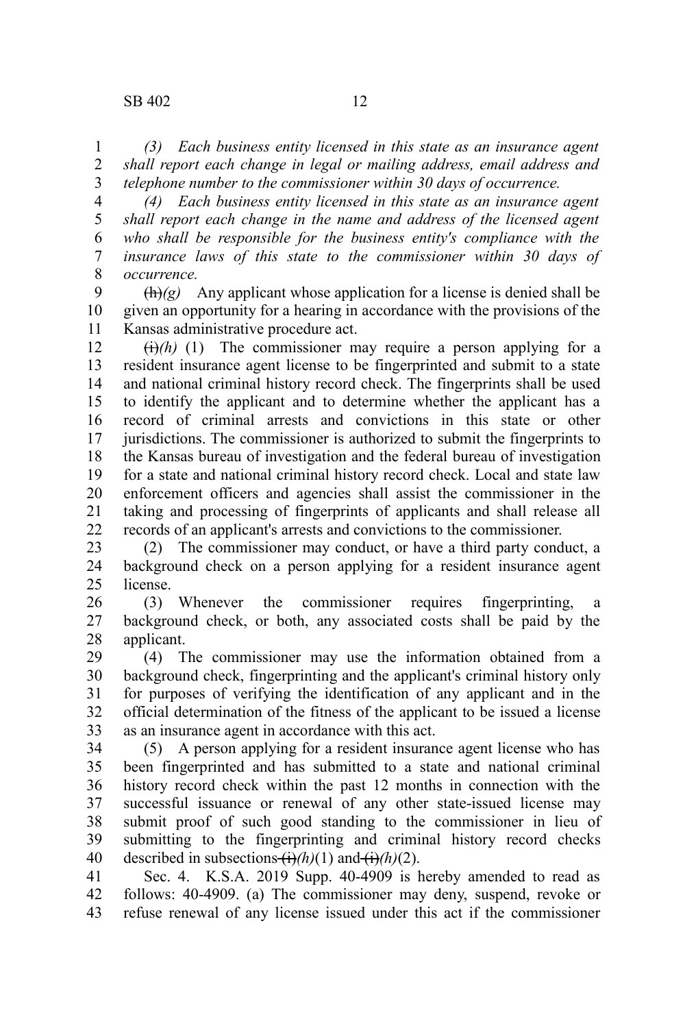*(3) Each business entity licensed in this state as an insurance agent shall report each change in legal or mailing address, email address and telephone number to the commissioner within 30 days of occurrence.*

*(4) Each business entity licensed in this state as an insurance agent shall report each change in the name and address of the licensed agent who shall be responsible for the business entity's compliance with the insurance laws of this state to the commissioner within 30 days of occurrence.*

~~(h)~~*(g)* Any applicant whose application for a license is denied shall be given an opportunity for a hearing in accordance with the provisions of the Kansas administrative procedure act.

~~(i)~~*(h)* (1) The commissioner may require a person applying for a resident insurance agent license to be fingerprinted and submit to a state and national criminal history record check. The fingerprints shall be used to identify the applicant and to determine whether the applicant has a record of criminal arrests and convictions in this state or other jurisdictions. The commissioner is authorized to submit the fingerprints to the Kansas bureau of investigation and the federal bureau of investigation for a state and national criminal history record check. Local and state law enforcement officers and agencies shall assist the commissioner in the taking and processing of fingerprints of applicants and shall release all records of an applicant's arrests and convictions to the commissioner.

(2) The commissioner may conduct, or have a third party conduct, a background check on a person applying for a resident insurance agent license.

(3) Whenever the commissioner requires fingerprinting, a background check, or both, any associated costs shall be paid by the applicant.

(4) The commissioner may use the information obtained from a background check, fingerprinting and the applicant's criminal history only for purposes of verifying the identification of any applicant and in the official determination of the fitness of the applicant to be issued a license as an insurance agent in accordance with this act.

(5) A person applying for a resident insurance agent license who has been fingerprinted and has submitted to a state and national criminal history record check within the past 12 months in connection with the successful issuance or renewal of any other state-issued license may submit proof of such good standing to the commissioner in lieu of submitting to the fingerprinting and criminal history record checks described in subsections ~~(i)~~*(h)*(1) and ~~(i)~~*(h)*(2).

Sec. 4. K.S.A. 2019 Supp. 40-4909 is hereby amended to read as follows: 40-4909. (a) The commissioner may deny, suspend, revoke or refuse renewal of any license issued under this act if the commissioner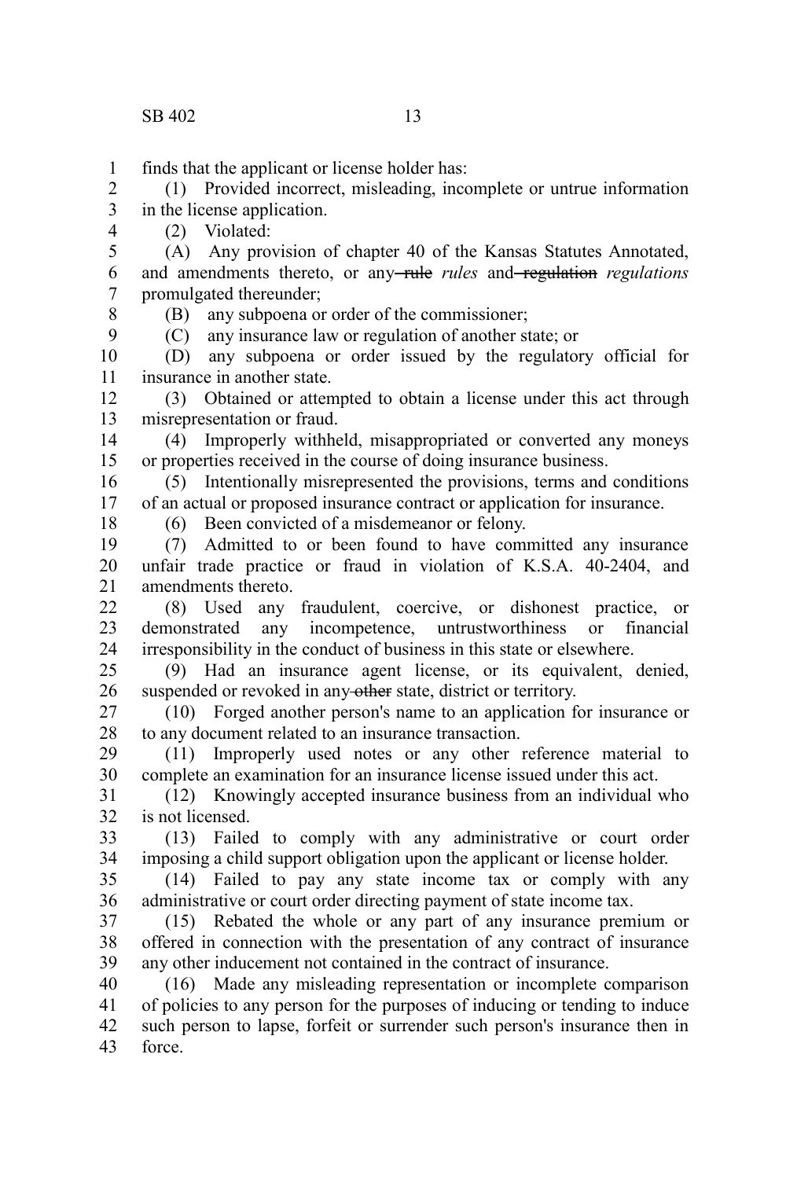finds that the applicant or license holder has:

(1) Provided incorrect, misleading, incomplete or untrue information in the license application.

(2) Violated:

(A) Any provision of chapter 40 of the Kansas Statutes Annotated, and amendments thereto, or any ~~rule~~ *rules* and ~~regulation~~ *regulations* promulgated thereunder;

(B) any subpoena or order of the commissioner;

(C) any insurance law or regulation of another state; or

(D) any subpoena or order issued by the regulatory official for insurance in another state.

(3) Obtained or attempted to obtain a license under this act through misrepresentation or fraud.

(4) Improperly withheld, misappropriated or converted any moneys or properties received in the course of doing insurance business.

(5) Intentionally misrepresented the provisions, terms and conditions of an actual or proposed insurance contract or application for insurance.

(6) Been convicted of a misdemeanor or felony.

(7) Admitted to or been found to have committed any insurance unfair trade practice or fraud in violation of K.S.A. 40-2404, and amendments thereto.

(8) Used any fraudulent, coercive, or dishonest practice, or demonstrated any incompetence, untrustworthiness or financial irresponsibility in the conduct of business in this state or elsewhere.

(9) Had an insurance agent license, or its equivalent, denied, suspended or revoked in any ~~other~~ state, district or territory.

(10) Forged another person's name to an application for insurance or to any document related to an insurance transaction.

(11) Improperly used notes or any other reference material to complete an examination for an insurance license issued under this act.

(12) Knowingly accepted insurance business from an individual who is not licensed.

(13) Failed to comply with any administrative or court order imposing a child support obligation upon the applicant or license holder.

(14) Failed to pay any state income tax or comply with any administrative or court order directing payment of state income tax.

(15) Rebated the whole or any part of any insurance premium or offered in connection with the presentation of any contract of insurance any other inducement not contained in the contract of insurance.

(16) Made any misleading representation or incomplete comparison of policies to any person for the purposes of inducing or tending to induce such person to lapse, forfeit or surrender such person's insurance then in force.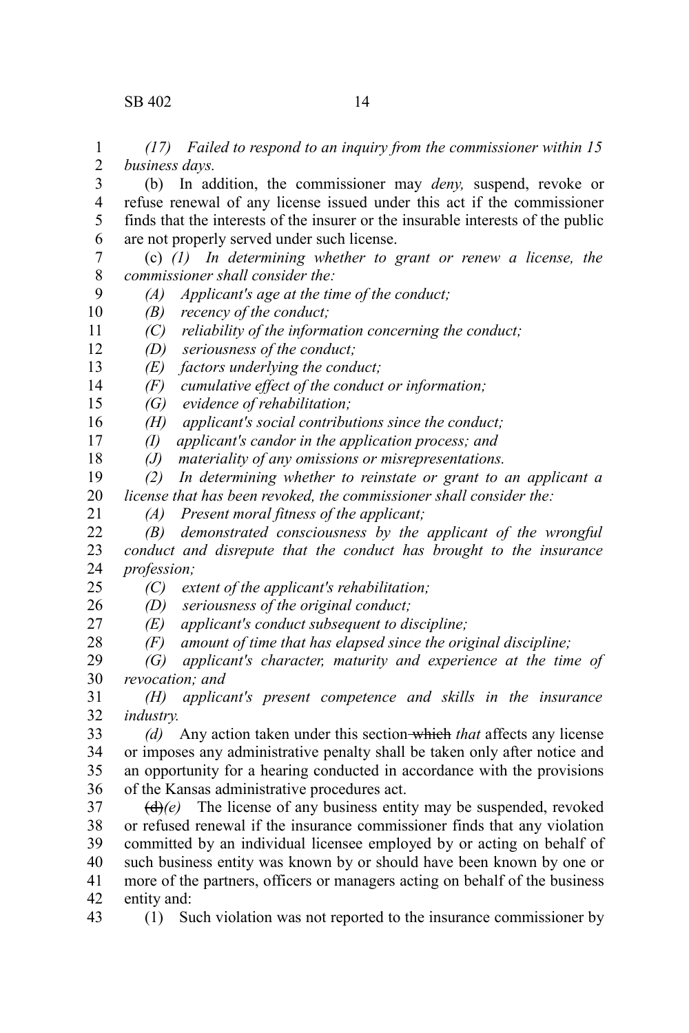*(17) Failed to respond to an inquiry from the commissioner within 15 business days.*

(b) In addition, the commissioner may *deny,* suspend, revoke or refuse renewal of any license issued under this act if the commissioner finds that the interests of the insurer or the insurable interests of the public are not properly served under such license.

(c) *(1) In determining whether to grant or renew a license, the commissioner shall consider the:*

*(A) Applicant's age at the time of the conduct;*

*(B) recency of the conduct;*

*(C) reliability of the information concerning the conduct;*

*(D) seriousness of the conduct;*

*(E) factors underlying the conduct;*

*(F) cumulative effect of the conduct or information;*

*(G) evidence of rehabilitation;*

*(H) applicant's social contributions since the conduct;*

*(I) applicant's candor in the application process; and*

*(J) materiality of any omissions or misrepresentations.*

*(2) In determining whether to reinstate or grant to an applicant a license that has been revoked, the commissioner shall consider the:*

*(A) Present moral fitness of the applicant;*

*(B) demonstrated consciousness by the applicant of the wrongful conduct and disrepute that the conduct has brought to the insurance profession;*

*(C) extent of the applicant's rehabilitation;*

*(D) seriousness of the original conduct;*

*(E) applicant's conduct subsequent to discipline;*

*(F) amount of time that has elapsed since the original discipline;*

*(G) applicant's character, maturity and experience at the time of revocation; and*

*(H) applicant's present competence and skills in the insurance industry.*

*(d)* Any action taken under this section ~~which~~ *that* affects any license or imposes any administrative penalty shall be taken only after notice and an opportunity for a hearing conducted in accordance with the provisions of the Kansas administrative procedures act.

~~(d)~~*(e)* The license of any business entity may be suspended, revoked or refused renewal if the insurance commissioner finds that any violation committed by an individual licensee employed by or acting on behalf of such business entity was known by or should have been known by one or more of the partners, officers or managers acting on behalf of the business entity and:

(1) Such violation was not reported to the insurance commissioner by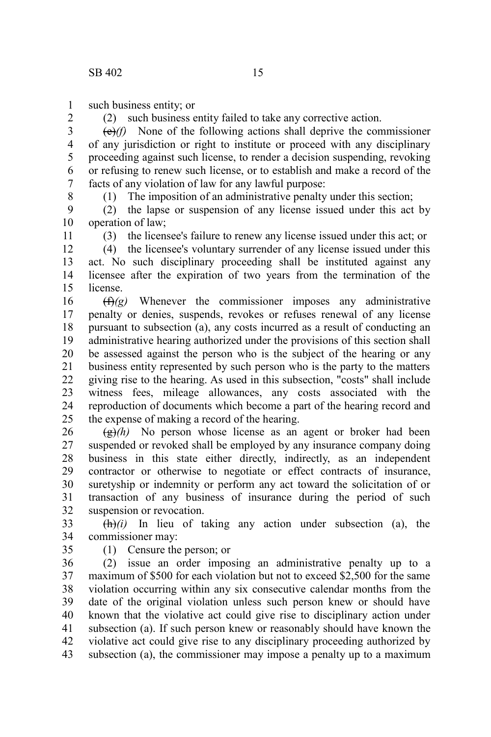such business entity; or

(2) such business entity failed to take any corrective action.

~~(e)~~*(f)* None of the following actions shall deprive the commissioner of any jurisdiction or right to institute or proceed with any disciplinary proceeding against such license, to render a decision suspending, revoking or refusing to renew such license, or to establish and make a record of the facts of any violation of law for any lawful purpose:

(1) The imposition of an administrative penalty under this section;

(2) the lapse or suspension of any license issued under this act by operation of law;

(3) the licensee's failure to renew any license issued under this act; or

(4) the licensee's voluntary surrender of any license issued under this act. No such disciplinary proceeding shall be instituted against any licensee after the expiration of two years from the termination of the license.

~~(f)~~*(g)* Whenever the commissioner imposes any administrative penalty or denies, suspends, revokes or refuses renewal of any license pursuant to subsection (a), any costs incurred as a result of conducting an administrative hearing authorized under the provisions of this section shall be assessed against the person who is the subject of the hearing or any business entity represented by such person who is the party to the matters giving rise to the hearing. As used in this subsection, "costs" shall include witness fees, mileage allowances, any costs associated with the reproduction of documents which become a part of the hearing record and the expense of making a record of the hearing.

~~(g)~~*(h)* No person whose license as an agent or broker had been suspended or revoked shall be employed by any insurance company doing business in this state either directly, indirectly, as an independent contractor or otherwise to negotiate or effect contracts of insurance, suretyship or indemnity or perform any act toward the solicitation of or transaction of any business of insurance during the period of such suspension or revocation.

~~(h)~~*(i)* In lieu of taking any action under subsection (a), the commissioner may:

(1) Censure the person; or

(2) issue an order imposing an administrative penalty up to a maximum of $500 for each violation but not to exceed $2,500 for the same violation occurring within any six consecutive calendar months from the date of the original violation unless such person knew or should have known that the violative act could give rise to disciplinary action under subsection (a). If such person knew or reasonably should have known the violative act could give rise to any disciplinary proceeding authorized by subsection (a), the commissioner may impose a penalty up to a maximum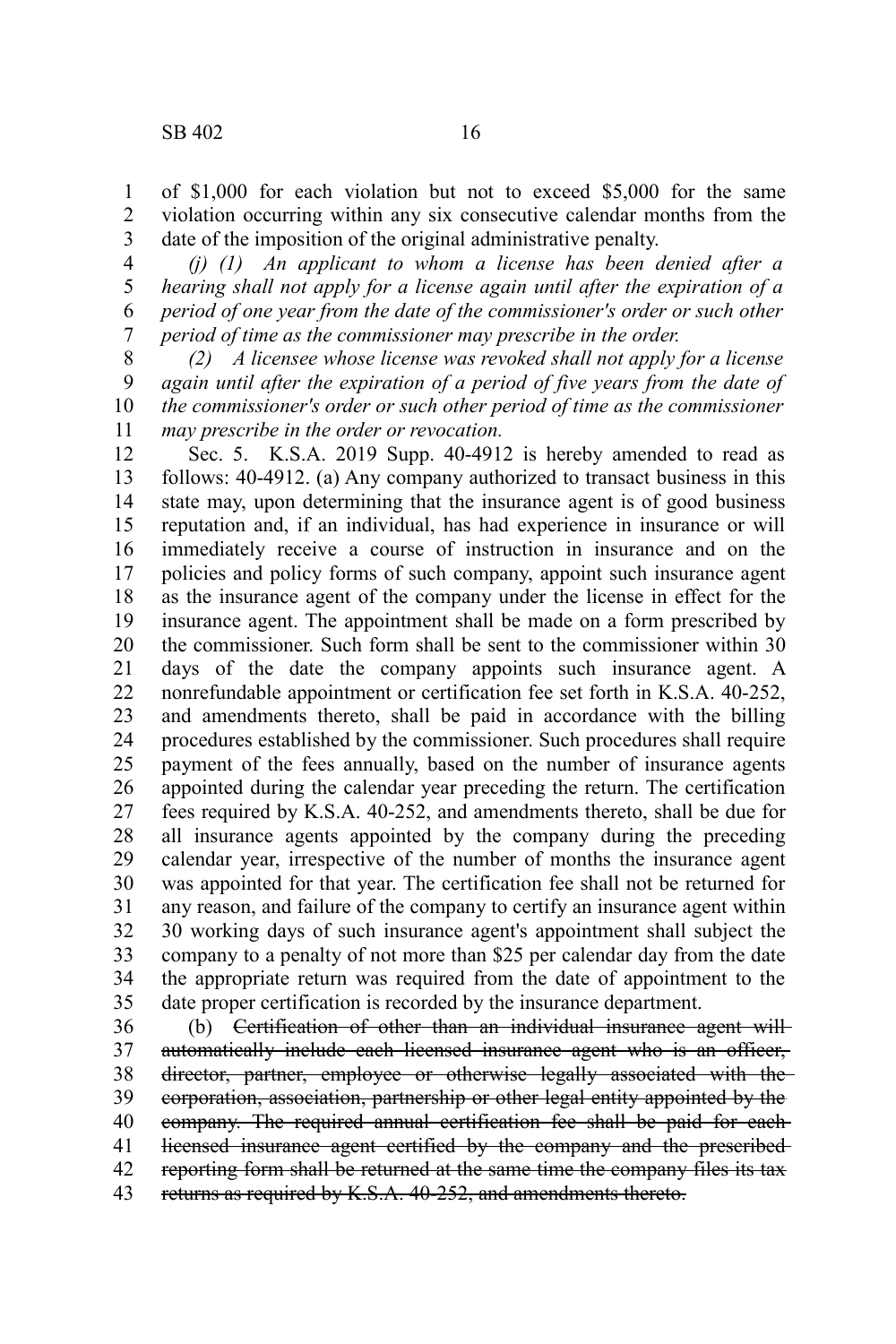of $1,000 for each violation but not to exceed $5,000 for the same violation occurring within any six consecutive calendar months from the date of the imposition of the original administrative penalty.

*(j) (1) An applicant to whom a license has been denied after a hearing shall not apply for a license again until after the expiration of a period of one year from the date of the commissioner's order or such other period of time as the commissioner may prescribe in the order.*

*(2) A licensee whose license was revoked shall not apply for a license again until after the expiration of a period of five years from the date of the commissioner's order or such other period of time as the commissioner may prescribe in the order or revocation.*

Sec. 5. K.S.A. 2019 Supp. 40-4912 is hereby amended to read as follows: 40-4912. (a) Any company authorized to transact business in this state may, upon determining that the insurance agent is of good business reputation and, if an individual, has had experience in insurance or will immediately receive a course of instruction in insurance and on the policies and policy forms of such company, appoint such insurance agent as the insurance agent of the company under the license in effect for the insurance agent. The appointment shall be made on a form prescribed by the commissioner. Such form shall be sent to the commissioner within 30 days of the date the company appoints such insurance agent. A nonrefundable appointment or certification fee set forth in K.S.A. 40-252, and amendments thereto, shall be paid in accordance with the billing procedures established by the commissioner. Such procedures shall require payment of the fees annually, based on the number of insurance agents appointed during the calendar year preceding the return. The certification fees required by K.S.A. 40-252, and amendments thereto, shall be due for all insurance agents appointed by the company during the preceding calendar year, irrespective of the number of months the insurance agent was appointed for that year. The certification fee shall not be returned for any reason, and failure of the company to certify an insurance agent within 30 working days of such insurance agent's appointment shall subject the company to a penalty of not more than $25 per calendar day from the date the appropriate return was required from the date of appointment to the date proper certification is recorded by the insurance department.

(b) ~~Certification of other than an individual insurance agent will automatically include each licensed insurance agent who is an officer, director, partner, employee or otherwise legally associated with the corporation, association, partnership or other legal entity appointed by the company. The required annual certification fee shall be paid for each licensed insurance agent certified by the company and the prescribed reporting form shall be returned at the same time the company files its tax returns as required by K.S.A. 40-252, and amendments thereto.~~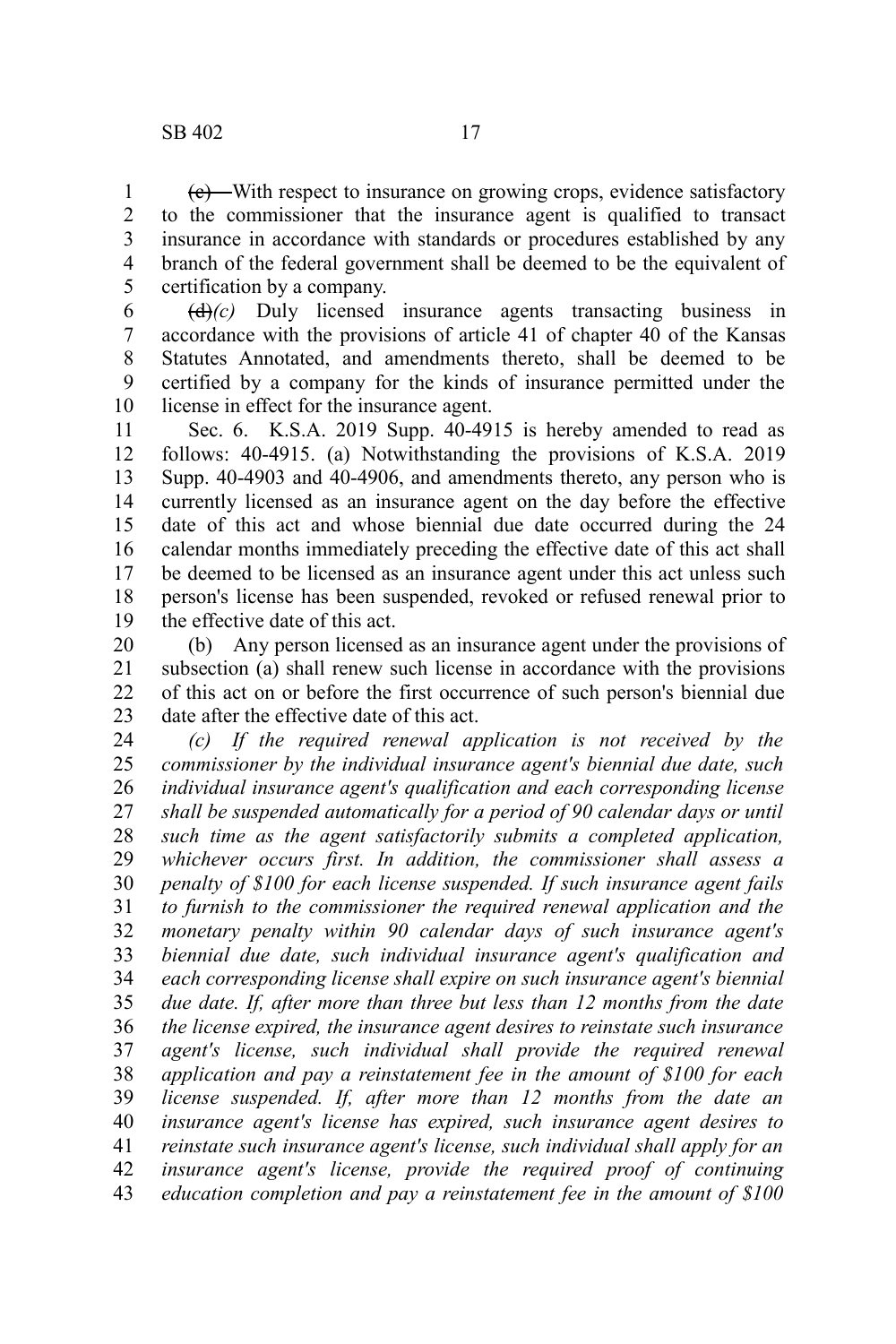~~(c)~~ With respect to insurance on growing crops, evidence satisfactory to the commissioner that the insurance agent is qualified to transact insurance in accordance with standards or procedures established by any branch of the federal government shall be deemed to be the equivalent of certification by a company.

~~(d)~~*(c)* Duly licensed insurance agents transacting business in accordance with the provisions of article 41 of chapter 40 of the Kansas Statutes Annotated, and amendments thereto, shall be deemed to be certified by a company for the kinds of insurance permitted under the license in effect for the insurance agent.

Sec. 6. K.S.A. 2019 Supp. 40-4915 is hereby amended to read as follows: 40-4915. (a) Notwithstanding the provisions of K.S.A. 2019 Supp. 40-4903 and 40-4906, and amendments thereto, any person who is currently licensed as an insurance agent on the day before the effective date of this act and whose biennial due date occurred during the 24 calendar months immediately preceding the effective date of this act shall be deemed to be licensed as an insurance agent under this act unless such person's license has been suspended, revoked or refused renewal prior to the effective date of this act.

(b) Any person licensed as an insurance agent under the provisions of subsection (a) shall renew such license in accordance with the provisions of this act on or before the first occurrence of such person's biennial due date after the effective date of this act.

*(c) If the required renewal application is not received by the commissioner by the individual insurance agent's biennial due date, such individual insurance agent's qualification and each corresponding license shall be suspended automatically for a period of 90 calendar days or until such time as the agent satisfactorily submits a completed application, whichever occurs first. In addition, the commissioner shall assess a penalty of $100 for each license suspended. If such insurance agent fails to furnish to the commissioner the required renewal application and the monetary penalty within 90 calendar days of such insurance agent's biennial due date, such individual insurance agent's qualification and each corresponding license shall expire on such insurance agent's biennial due date. If, after more than three but less than 12 months from the date the license expired, the insurance agent desires to reinstate such insurance agent's license, such individual shall provide the required renewal application and pay a reinstatement fee in the amount of $100 for each license suspended. If, after more than 12 months from the date an insurance agent's license has expired, such insurance agent desires to reinstate such insurance agent's license, such individual shall apply for an insurance agent's license, provide the required proof of continuing education completion and pay a reinstatement fee in the amount of $100*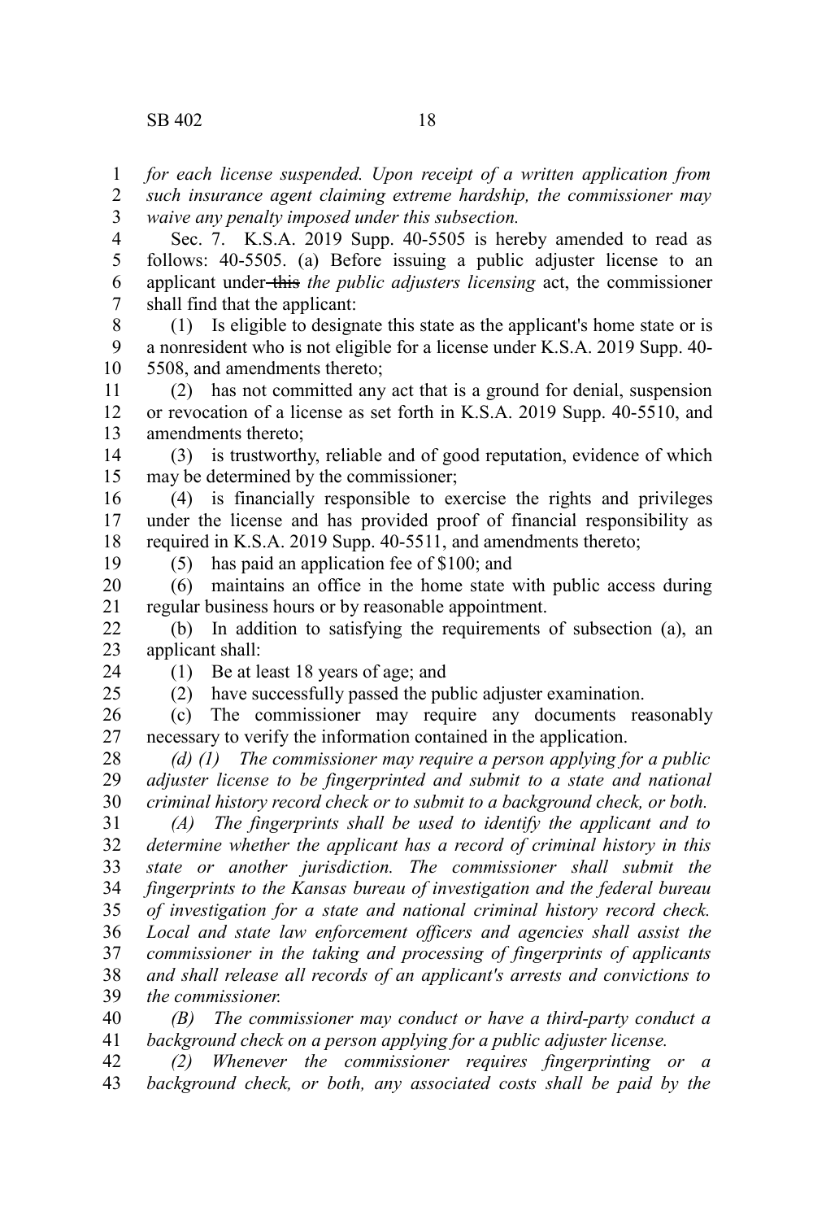*for each license suspended. Upon receipt of a written application from such insurance agent claiming extreme hardship, the commissioner may waive any penalty imposed under this subsection.*

Sec. 7. K.S.A. 2019 Supp. 40-5505 is hereby amended to read as follows: 40-5505. (a) Before issuing a public adjuster license to an applicant under ~~this~~ *the public adjusters licensing* act, the commissioner shall find that the applicant:

(1) Is eligible to designate this state as the applicant's home state or is a nonresident who is not eligible for a license under K.S.A. 2019 Supp. 40-5508, and amendments thereto;

(2) has not committed any act that is a ground for denial, suspension or revocation of a license as set forth in K.S.A. 2019 Supp. 40-5510, and amendments thereto;

(3) is trustworthy, reliable and of good reputation, evidence of which may be determined by the commissioner;

(4) is financially responsible to exercise the rights and privileges under the license and has provided proof of financial responsibility as required in K.S.A. 2019 Supp. 40-5511, and amendments thereto;

(5) has paid an application fee of $100; and

(6) maintains an office in the home state with public access during regular business hours or by reasonable appointment.

(b) In addition to satisfying the requirements of subsection (a), an applicant shall:

(1) Be at least 18 years of age; and

(2) have successfully passed the public adjuster examination.

(c) The commissioner may require any documents reasonably necessary to verify the information contained in the application.

*(d) (1) The commissioner may require a person applying for a public adjuster license to be fingerprinted and submit to a state and national criminal history record check or to submit to a background check, or both.*

*(A) The fingerprints shall be used to identify the applicant and to determine whether the applicant has a record of criminal history in this state or another jurisdiction. The commissioner shall submit the fingerprints to the Kansas bureau of investigation and the federal bureau of investigation for a state and national criminal history record check. Local and state law enforcement officers and agencies shall assist the commissioner in the taking and processing of fingerprints of applicants and shall release all records of an applicant's arrests and convictions to the commissioner.*

*(B) The commissioner may conduct or have a third-party conduct a background check on a person applying for a public adjuster license.*

*(2) Whenever the commissioner requires fingerprinting or a background check, or both, any associated costs shall be paid by the*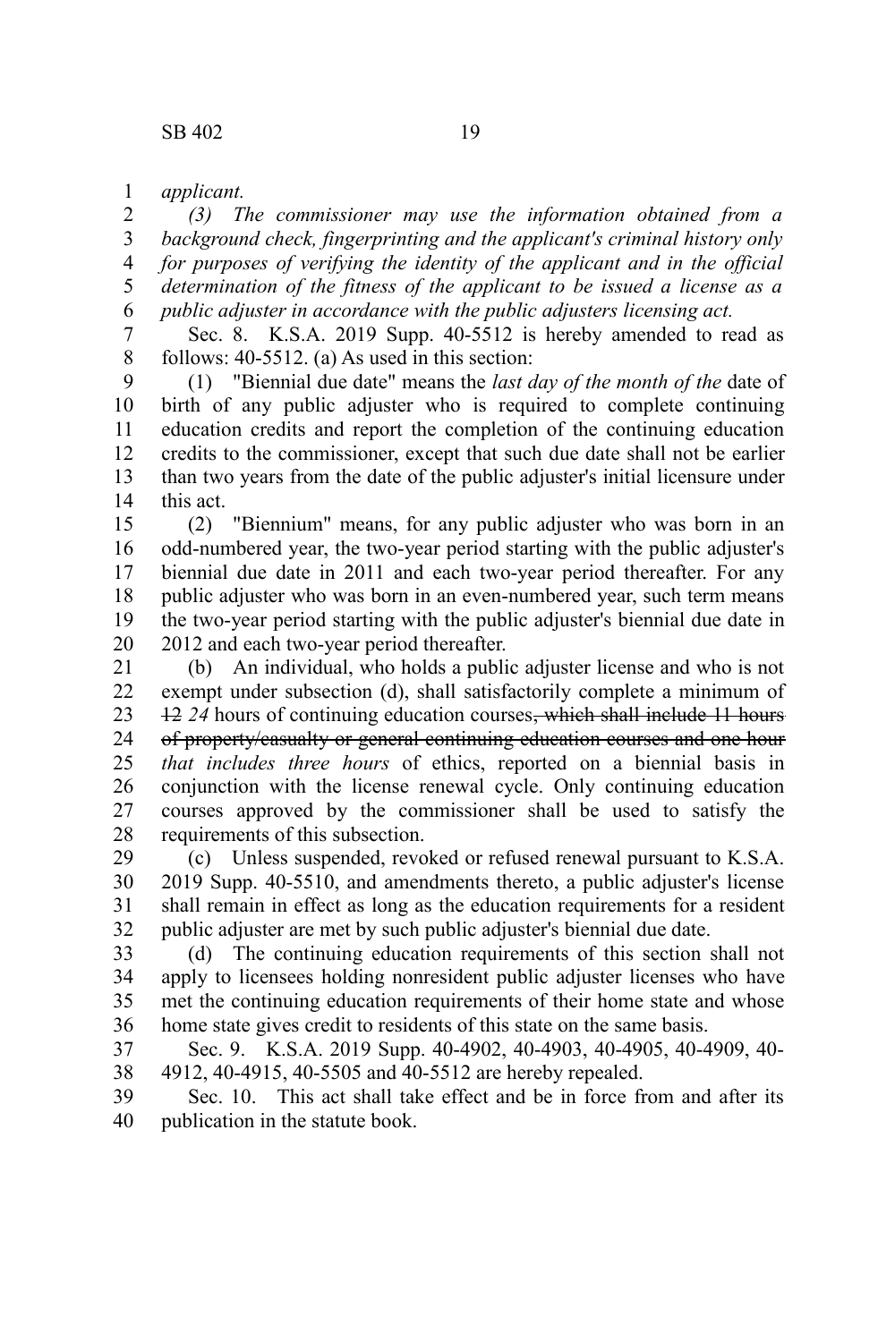*applicant.*

*(3) The commissioner may use the information obtained from a background check, fingerprinting and the applicant's criminal history only for purposes of verifying the identity of the applicant and in the official determination of the fitness of the applicant to be issued a license as a public adjuster in accordance with the public adjusters licensing act.*

Sec. 8. K.S.A. 2019 Supp. 40-5512 is hereby amended to read as follows: 40-5512. (a) As used in this section:

(1) "Biennial due date" means the *last day of the month of the* date of birth of any public adjuster who is required to complete continuing education credits and report the completion of the continuing education credits to the commissioner, except that such due date shall not be earlier than two years from the date of the public adjuster's initial licensure under this act.

(2) "Biennium" means, for any public adjuster who was born in an odd-numbered year, the two-year period starting with the public adjuster's biennial due date in 2011 and each two-year period thereafter. For any public adjuster who was born in an even-numbered year, such term means the two-year period starting with the public adjuster's biennial due date in 2012 and each two-year period thereafter.

(b) An individual, who holds a public adjuster license and who is not exempt under subsection (d), shall satisfactorily complete a minimum of ~~12~~ *24* hours of continuing education courses~~, which shall include 11 hours of property/casualty or general continuing education courses and one hour~~ *that includes three hours* of ethics, reported on a biennial basis in conjunction with the license renewal cycle. Only continuing education courses approved by the commissioner shall be used to satisfy the requirements of this subsection.

(c) Unless suspended, revoked or refused renewal pursuant to K.S.A. 2019 Supp. 40-5510, and amendments thereto, a public adjuster's license shall remain in effect as long as the education requirements for a resident public adjuster are met by such public adjuster's biennial due date.

(d) The continuing education requirements of this section shall not apply to licensees holding nonresident public adjuster licenses who have met the continuing education requirements of their home state and whose home state gives credit to residents of this state on the same basis.

Sec. 9. K.S.A. 2019 Supp. 40-4902, 40-4903, 40-4905, 40-4909, 40-4912, 40-4915, 40-5505 and 40-5512 are hereby repealed.

Sec. 10. This act shall take effect and be in force from and after its publication in the statute book.